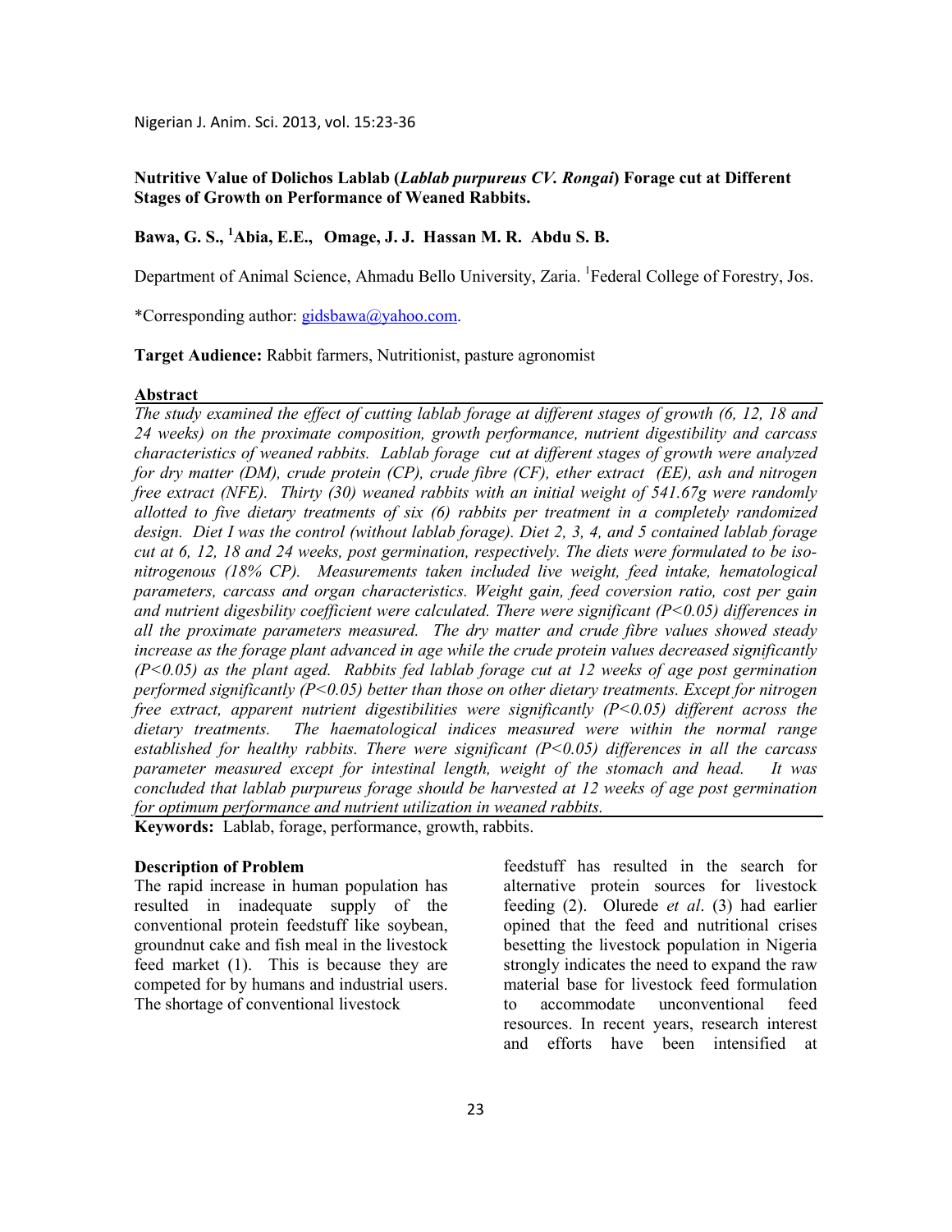**Nutritive Value of Dolichos Lablab (*Lablab purpureus CV. Rongai*) Forage cut at Different Stages of Growth on Performance of Weaned Rabbits.**

**Bawa, G. S., [1]Abia, E.E., Omage, J. J. Hassan M. R. Abdu S. B.**

Department of Animal Science, Ahmadu Bello University, Zaria. [1]Federal College of Forestry, Jos.

*Corresponding author: gidsbawa@yahoo.com.

**Target Audience:** Rabbit farmers, Nutritionist, pasture agronomist

## Abstract

*The study examined the effect of cutting lablab forage at different stages of growth (6, 12, 18 and 24 weeks) on the proximate composition, growth performance, nutrient digestibility and carcass characteristics of weaned rabbits. Lablab forage cut at different stages of growth were analyzed for dry matter (DM), crude protein (CP), crude fibre (CF), ether extract (EE), ash and nitrogen free extract (NFE). Thirty (30) weaned rabbits with an initial weight of 541.67g were randomly allotted to five dietary treatments of six (6) rabbits per treatment in a completely randomized design. Diet I was the control (without lablab forage). Diet 2, 3, 4, and 5 contained lablab forage cut at 6, 12, 18 and 24 weeks, post germination, respectively. The diets were formulated to be iso-nitrogenous (18% CP). Measurements taken included live weight, feed intake, hematological parameters, carcass and organ characteristics. Weight gain, feed coversion ratio, cost per gain and nutrient digesbility coefficient were calculated. There were significant (P<0.05) differences in all the proximate parameters measured. The dry matter and crude fibre values showed steady increase as the forage plant advanced in age while the crude protein values decreased significantly (P<0.05) as the plant aged. Rabbits fed lablab forage cut at 12 weeks of age post germination performed significantly (P<0.05) better than those on other dietary treatments. Except for nitrogen free extract, apparent nutrient digestibilities were significantly (P<0.05) different across the dietary treatments. The haematological indices measured were within the normal range established for healthy rabbits. There were significant (P<0.05) differences in all the carcass parameter measured except for intestinal length, weight of the stomach and head. It was concluded that lablab purpureus forage should be harvested at 12 weeks of age post germination for optimum performance and nutrient utilization in weaned rabbits.*

**Keywords:** Lablab, forage, performance, growth, rabbits.

### Description of Problem

The rapid increase in human population has resulted in inadequate supply of the conventional protein feedstuff like soybean, groundnut cake and fish meal in the livestock feed market (1). This is because they are competed for by humans and industrial users. The shortage of conventional livestock feedstuff has resulted in the search for alternative protein sources for livestock feeding (2). Olurede *et al*. (3) had earlier opined that the feed and nutritional crises besetting the livestock population in Nigeria strongly indicates the need to expand the raw material base for livestock feed formulation to accommodate unconventional feed resources. In recent years, research interest and efforts have been intensified at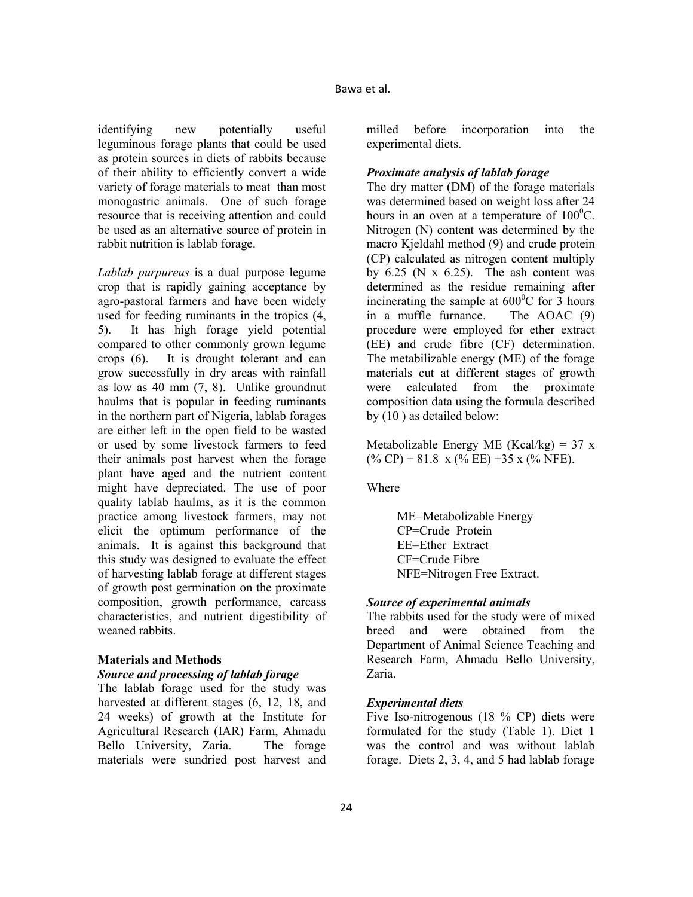identifying new potentially useful leguminous forage plants that could be used as protein sources in diets of rabbits because of their ability to efficiently convert a wide variety of forage materials to meat than most monogastric animals. One of such forage resource that is receiving attention and could be used as an alternative source of protein in rabbit nutrition is lablab forage.

*Lablab purpureus* is a dual purpose legume crop that is rapidly gaining acceptance by agro-pastoral farmers and have been widely used for feeding ruminants in the tropics (4, 5). It has high forage yield potential compared to other commonly grown legume crops (6). It is drought tolerant and can grow successfully in dry areas with rainfall as low as 40 mm (7, 8). Unlike groundnut haulms that is popular in feeding ruminants in the northern part of Nigeria, lablab forages are either left in the open field to be wasted or used by some livestock farmers to feed their animals post harvest when the forage plant have aged and the nutrient content might have depreciated. The use of poor quality lablab haulms, as it is the common practice among livestock farmers, may not elicit the optimum performance of the animals. It is against this background that this study was designed to evaluate the effect of harvesting lablab forage at different stages of growth post germination on the proximate composition, growth performance, carcass characteristics, and nutrient digestibility of weaned rabbits.

## Materials and Methods

### *Source and processing of lablab forage*

The lablab forage used for the study was harvested at different stages (6, 12, 18, and 24 weeks) of growth at the Institute for Agricultural Research (IAR) Farm, Ahmadu Bello University, Zaria. The forage materials were sundried post harvest and milled before incorporation into the experimental diets.

### *Proximate analysis of lablab forage*

The dry matter (DM) of the forage materials was determined based on weight loss after 24 hours in an oven at a temperature of $100^0$C. Nitrogen (N) content was determined by the macro Kjeldahl method (9) and crude protein (CP) calculated as nitrogen content multiply by 6.25 (N x 6.25). The ash content was determined as the residue remaining after incinerating the sample at $600^0$C for 3 hours in a muffle furnance. The AOAC (9) procedure were employed for ether extract (EE) and crude fibre (CF) determination. The metabilizable energy (ME) of the forage materials cut at different stages of growth were calculated from the proximate composition data using the formula described by (10 ) as detailed below:

Metabolizable Energy ME (Kcal/kg) = 37 x (% CP) + 81.8 x (% EE) +35 x (% NFE).

Where

ME=Metabolizable Energy
CP=Crude Protein
EE=Ether Extract
CF=Crude Fibre
NFE=Nitrogen Free Extract.

### *Source of experimental animals*

The rabbits used for the study were of mixed breed and were obtained from the Department of Animal Science Teaching and Research Farm, Ahmadu Bello University, Zaria.

### *Experimental diets*

Five Iso-nitrogenous (18 % CP) diets were formulated for the study (Table 1). Diet 1 was the control and was without lablab forage. Diets 2, 3, 4, and 5 had lablab forage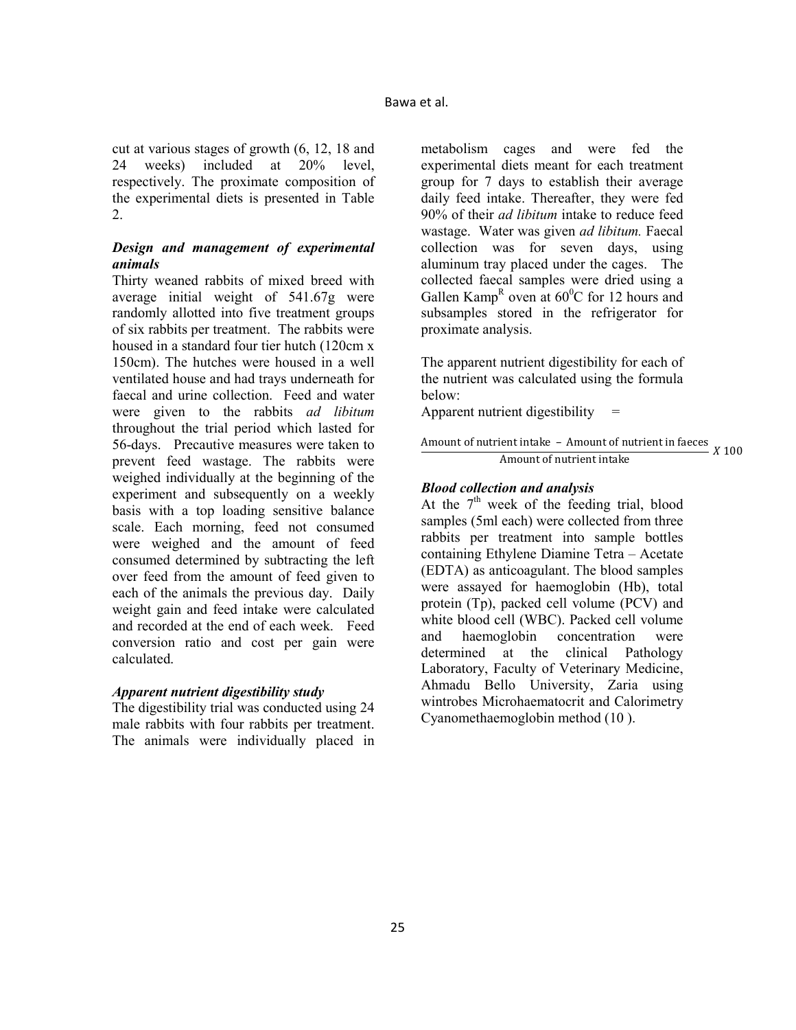cut at various stages of growth (6, 12, 18 and 24 weeks) included at 20% level, respectively. The proximate composition of the experimental diets is presented in Table 2.

### *Design and management of experimental animals*

Thirty weaned rabbits of mixed breed with average initial weight of 541.67g were randomly allotted into five treatment groups of six rabbits per treatment. The rabbits were housed in a standard four tier hutch (120cm x 150cm). The hutches were housed in a well ventilated house and had trays underneath for faecal and urine collection. Feed and water were given to the rabbits *ad libitum* throughout the trial period which lasted for 56-days. Precautive measures were taken to prevent feed wastage. The rabbits were weighed individually at the beginning of the experiment and subsequently on a weekly basis with a top loading sensitive balance scale. Each morning, feed not consumed were weighed and the amount of feed consumed determined by subtracting the left over feed from the amount of feed given to each of the animals the previous day. Daily weight gain and feed intake were calculated and recorded at the end of each week. Feed conversion ratio and cost per gain were calculated.

### *Apparent nutrient digestibility study*

The digestibility trial was conducted using 24 male rabbits with four rabbits per treatment. The animals were individually placed in metabolism cages and were fed the experimental diets meant for each treatment group for 7 days to establish their average daily feed intake. Thereafter, they were fed 90% of their *ad libitum* intake to reduce feed wastage. Water was given *ad libitum.* Faecal collection was for seven days, using aluminum tray placed under the cages. The collected faecal samples were dried using a Gallen Kamp[R] oven at $60^0$C for 12 hours and subsamples stored in the refrigerator for proximate analysis.

The apparent nutrient digestibility for each of the nutrient was calculated using the formula below:

Apparent nutrient digestibility =

$$\frac{\text{Amount of nutrient intake} - \text{Amount of nutrient in faeces}}{\text{Amount of nutrient intake}} X\,100$$

### *Blood collection and analysis*

At the $7^{th}$ week of the feeding trial, blood samples (5ml each) were collected from three rabbits per treatment into sample bottles containing Ethylene Diamine Tetra – Acetate (EDTA) as anticoagulant. The blood samples were assayed for haemoglobin (Hb), total protein (Tp), packed cell volume (PCV) and white blood cell (WBC). Packed cell volume and haemoglobin concentration were determined at the clinical Pathology Laboratory, Faculty of Veterinary Medicine, Ahmadu Bello University, Zaria using wintrobes Microhaematocrit and Calorimetry Cyanomethaemoglobin method (10 ).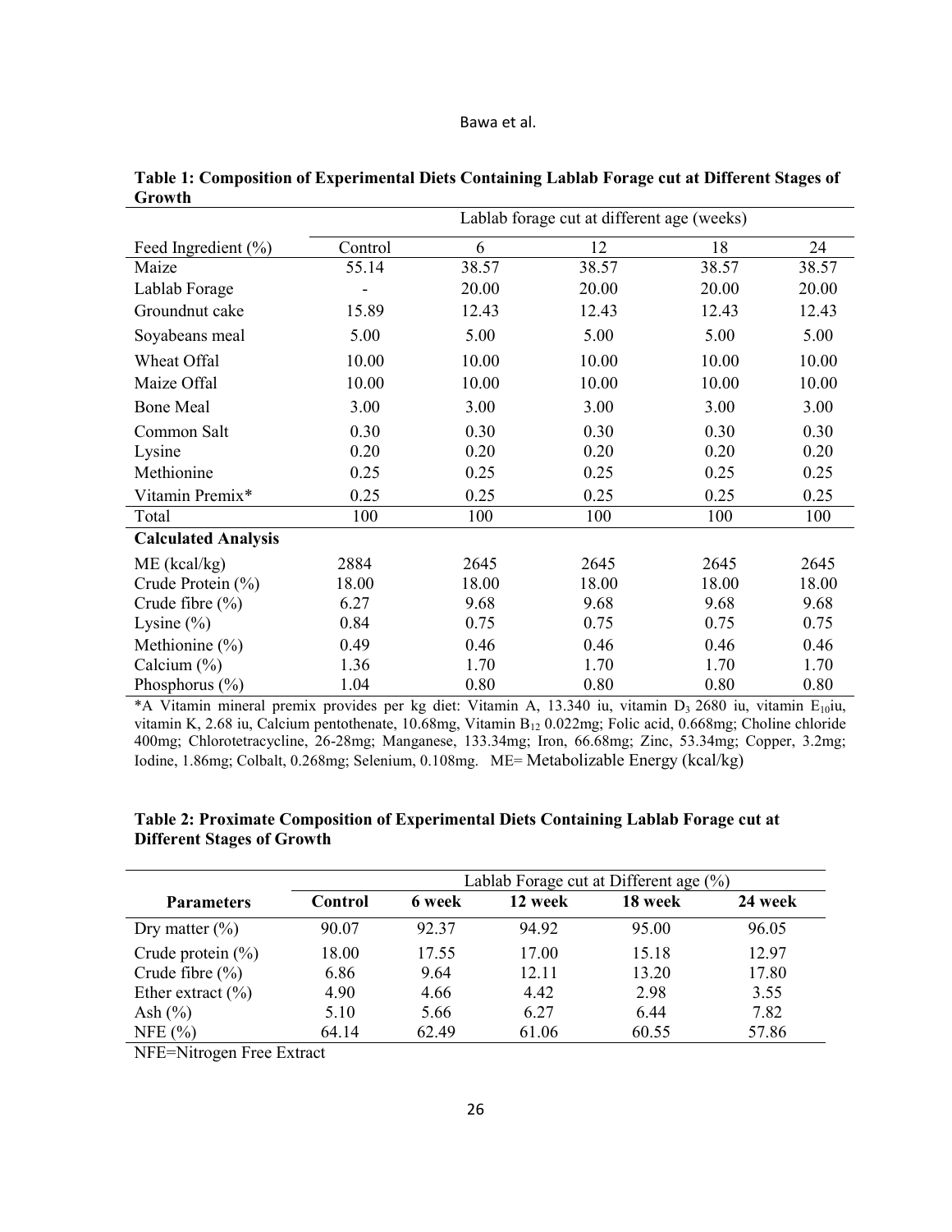**Table 1: Composition of Experimental Diets Containing Lablab Forage cut at Different Stages of Growth**

| | | Lablab forage cut at different age (weeks) | | | |
|---|---|---|---|---|---|
| Feed Ingredient (%) | Control | 6 | 12 | 18 | 24 |
| Maize | 55.14 | 38.57 | 38.57 | 38.57 | 38.57 |
| Lablab Forage | - | 20.00 | 20.00 | 20.00 | 20.00 |
| Groundnut cake | 15.89 | 12.43 | 12.43 | 12.43 | 12.43 |
| Soyabeans meal | 5.00 | 5.00 | 5.00 | 5.00 | 5.00 |
| Wheat Offal | 10.00 | 10.00 | 10.00 | 10.00 | 10.00 |
| Maize Offal | 10.00 | 10.00 | 10.00 | 10.00 | 10.00 |
| Bone Meal | 3.00 | 3.00 | 3.00 | 3.00 | 3.00 |
| Common Salt | 0.30 | 0.30 | 0.30 | 0.30 | 0.30 |
| Lysine | 0.20 | 0.20 | 0.20 | 0.20 | 0.20 |
| Methionine | 0.25 | 0.25 | 0.25 | 0.25 | 0.25 |
| Vitamin Premix* | 0.25 | 0.25 | 0.25 | 0.25 | 0.25 |
| Total | 100 | 100 | 100 | 100 | 100 |
| **Calculated Analysis** | | | | | |
| ME (kcal/kg) | 2884 | 2645 | 2645 | 2645 | 2645 |
| Crude Protein (%) | 18.00 | 18.00 | 18.00 | 18.00 | 18.00 |
| Crude fibre (%) | 6.27 | 9.68 | 9.68 | 9.68 | 9.68 |
| Lysine (%) | 0.84 | 0.75 | 0.75 | 0.75 | 0.75 |
| Methionine (%) | 0.49 | 0.46 | 0.46 | 0.46 | 0.46 |
| Calcium (%) | 1.36 | 1.70 | 1.70 | 1.70 | 1.70 |
| Phosphorus (%) | 1.04 | 0.80 | 0.80 | 0.80 | 0.80 |

*A Vitamin mineral premix provides per kg diet: Vitamin A, 13.340 iu, vitamin $D_3$ 2680 iu, vitamin $E_{10}$iu, vitamin K, 2.68 iu, Calcium pentothenate, 10.68mg, Vitamin $B_{12}$ 0.022mg; Folic acid, 0.668mg; Choline chloride 400mg; Chlorotetracycline, 26-28mg; Manganese, 133.34mg; Iron, 66.68mg; Zinc, 53.34mg; Copper, 3.2mg; Iodine, 1.86mg; Colbalt, 0.268mg; Selenium, 0.108mg. ME= Metabolizable Energy (kcal/kg)

**Table 2: Proximate Composition of Experimental Diets Containing Lablab Forage cut at Different Stages of Growth**

| | | Lablab Forage cut at Different age (%) | | | |
|---|---|---|---|---|---|
| **Parameters** | **Control** | **6 week** | **12 week** | **18 week** | **24 week** |
| Dry matter (%) | 90.07 | 92.37 | 94.92 | 95.00 | 96.05 |
| Crude protein (%) | 18.00 | 17.55 | 17.00 | 15.18 | 12.97 |
| Crude fibre (%) | 6.86 | 9.64 | 12.11 | 13.20 | 17.80 |
| Ether extract (%) | 4.90 | 4.66 | 4.42 | 2.98 | 3.55 |
| Ash (%) | 5.10 | 5.66 | 6.27 | 6.44 | 7.82 |
| NFE (%) | 64.14 | 62.49 | 61.06 | 60.55 | 57.86 |

NFE=Nitrogen Free Extract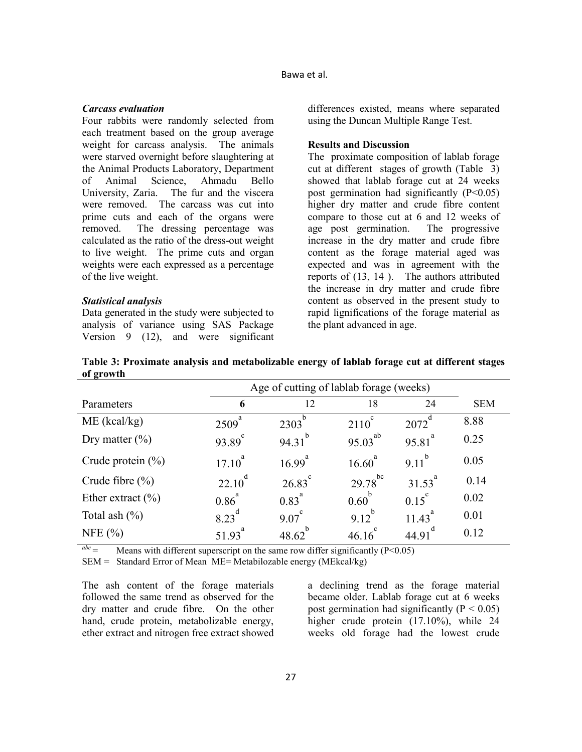### *Carcass evaluation*

Four rabbits were randomly selected from each treatment based on the group average weight for carcass analysis. The animals were starved overnight before slaughtering at the Animal Products Laboratory, Department of Animal Science, Ahmadu Bello University, Zaria. The fur and the viscera were removed. The carcass was cut into prime cuts and each of the organs were removed. The dressing percentage was calculated as the ratio of the dress-out weight to live weight. The prime cuts and organ weights were each expressed as a percentage of the live weight.

### *Statistical analysis*

Data generated in the study were subjected to analysis of variance using SAS Package Version 9 (12), and were significant differences existed, means where separated using the Duncan Multiple Range Test.

## Results and Discussion

The proximate composition of lablab forage cut at different stages of growth (Table 3) showed that lablab forage cut at 24 weeks post germination had significantly (P<0.05) higher dry matter and crude fibre content compare to those cut at 6 and 12 weeks of age post germination. The progressive increase in the dry matter and crude fibre content as the forage material aged was expected and was in agreement with the reports of (13, 14 ). The authors attributed the increase in dry matter and crude fibre content as observed in the present study to rapid lignifications of the forage material as the plant advanced in age.

**Table 3: Proximate analysis and metabolizable energy of lablab forage cut at different stages of growth**

| | Age of cutting of lablab forage (weeks) | | | | |
|---|---|---|---|---|---|
| Parameters | **6** | 12 | 18 | 24 | SEM |
| ME (kcal/kg) | 2509[a] | 2303[b] | 2110[c] | 2072[d] | 8.88 |
| Dry matter (%) | 93.89[c] | 94.31[b] | 95.03[ab] | 95.81[a] | 0.25 |
| Crude protein (%) | 17.10[a] | 16.99[a] | 16.60[a] | 9.11[b] | 0.05 |
| Crude fibre (%) | 22.10[d] | 26.83[c] | 29.78[bc] | 31.53[a] | 0.14 |
| Ether extract (%) | 0.86[a] | 0.83[a] | 0.60[b] | 0.15[c] | 0.02 |
| Total ash (%) | 8.23[d] | 9.07[c] | 9.12[b] | 11.43[a] | 0.01 |
| NFE (%) | 51.93[a] | 48.62[b] | 46.16[c] | 44.91[d] | 0.12 |

[abc] = Means with different superscript on the same row differ significantly (P<0.05)

SEM = Standard Error of Mean ME= Metabilozable energy (MEkcal/kg)

The ash content of the forage materials followed the same trend as observed for the dry matter and crude fibre. On the other hand, crude protein, metabolizable energy, ether extract and nitrogen free extract showed a declining trend as the forage material became older. Lablab forage cut at 6 weeks post germination had significantly (P < 0.05) higher crude protein (17.10%), while 24 weeks old forage had the lowest crude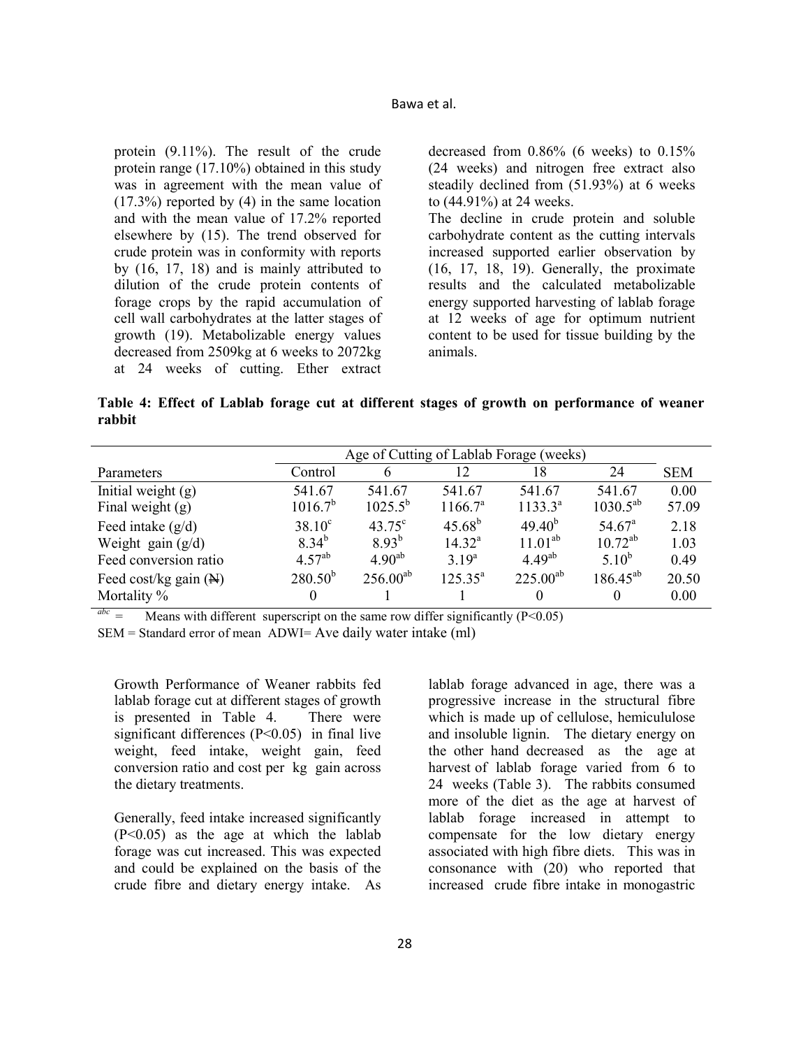protein (9.11%). The result of the crude protein range (17.10%) obtained in this study was in agreement with the mean value of (17.3%) reported by (4) in the same location and with the mean value of 17.2% reported elsewhere by (15). The trend observed for crude protein was in conformity with reports by (16, 17, 18) and is mainly attributed to dilution of the crude protein contents of forage crops by the rapid accumulation of cell wall carbohydrates at the latter stages of growth (19). Metabolizable energy values decreased from 2509kg at 6 weeks to 2072kg at 24 weeks of cutting. Ether extract decreased from 0.86% (6 weeks) to 0.15% (24 weeks) and nitrogen free extract also steadily declined from (51.93%) at 6 weeks to (44.91%) at 24 weeks.

The decline in crude protein and soluble carbohydrate content as the cutting intervals increased supported earlier observation by (16, 17, 18, 19). Generally, the proximate results and the calculated metabolizable energy supported harvesting of lablab forage at 12 weeks of age for optimum nutrient content to be used for tissue building by the animals.

**Table 4: Effect of Lablab forage cut at different stages of growth on performance of weaner rabbit**

| | Age of Cutting of Lablab Forage (weeks) | | | | | |
|---|---|---|---|---|---|---|
| Parameters | Control | 6 | 12 | 18 | 24 | SEM |
| Initial weight (g) | 541.67 | 541.67 | 541.67 | 541.67 | 541.67 | 0.00 |
| Final weight (g) | $1016.7^{b}$ | $1025.5^{b}$ | $1166.7^{a}$ | $1133.3^{a}$ | $1030.5^{ab}$ | 57.09 |
| Feed intake (g/d) | $38.10^{c}$ | $43.75^{c}$ | $45.68^{b}$ | $49.40^{b}$ | $54.67^{a}$ | 2.18 |
| Weight gain (g/d) | $8.34^{b}$ | $8.93^{b}$ | $14.32^{a}$ | $11.01^{ab}$ | $10.72^{ab}$ | 1.03 |
| Feed conversion ratio | $4.57^{ab}$ | $4.90^{ab}$ | $3.19^{a}$ | $4.49^{ab}$ | $5.10^{b}$ | 0.49 |
| Feed cost/kg gain (₦) | $280.50^{b}$ | $256.00^{ab}$ | $125.35^{a}$ | $225.00^{ab}$ | $186.45^{ab}$ | 20.50 |
| Mortality % | 0 | 1 | 1 | 0 | 0 | 0.00 |

abc = Means with different superscript on the same row differ significantly (P<0.05)

SEM = Standard error of mean ADWI= Ave daily water intake (ml)

Growth Performance of Weaner rabbits fed lablab forage cut at different stages of growth is presented in Table 4. There were significant differences (P<0.05) in final live weight, feed intake, weight gain, feed conversion ratio and cost per kg gain across the dietary treatments.

Generally, feed intake increased significantly (P<0.05) as the age at which the lablab forage was cut increased. This was expected and could be explained on the basis of the crude fibre and dietary energy intake. As lablab forage advanced in age, there was a progressive increase in the structural fibre which is made up of cellulose, hemicululose and insoluble lignin. The dietary energy on the other hand decreased as the age at harvest of lablab forage varied from 6 to 24 weeks (Table 3). The rabbits consumed more of the diet as the age at harvest of lablab forage increased in attempt to compensate for the low dietary energy associated with high fibre diets. This was in consonance with (20) who reported that increased crude fibre intake in monogastric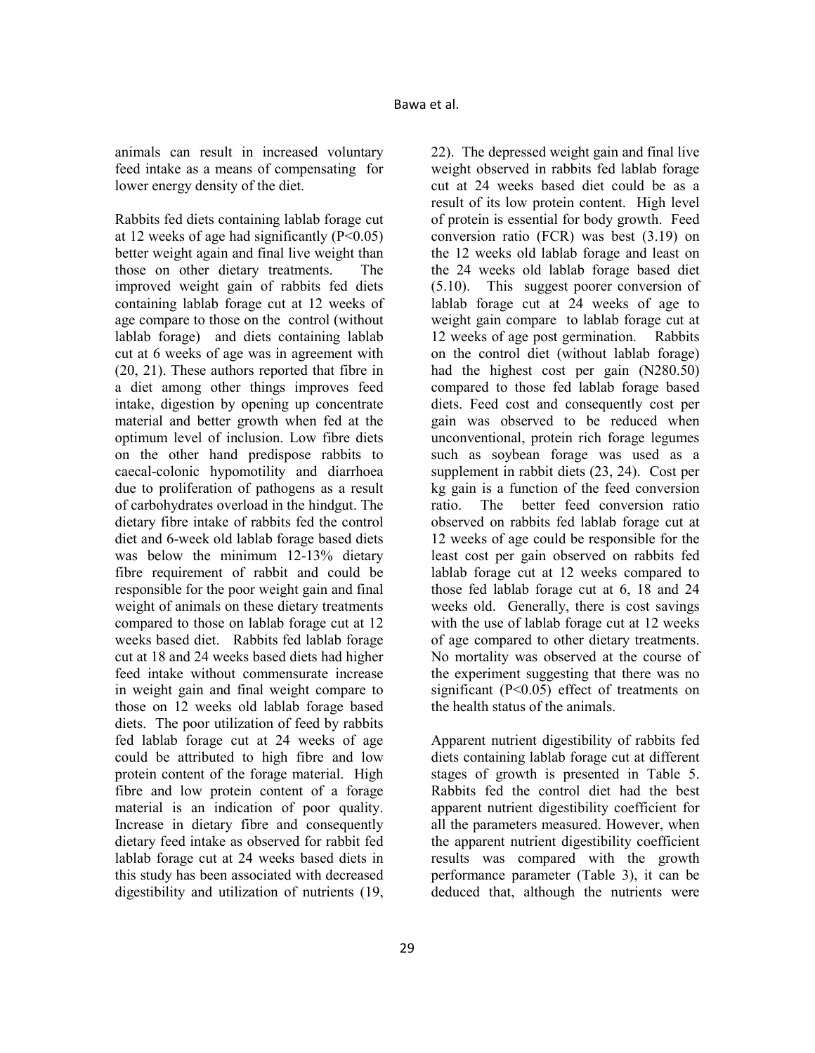animals can result in increased voluntary feed intake as a means of compensating for lower energy density of the diet.

Rabbits fed diets containing lablab forage cut at 12 weeks of age had significantly ($P<0.05$) better weight again and final live weight than those on other dietary treatments. The improved weight gain of rabbits fed diets containing lablab forage cut at 12 weeks of age compare to those on the control (without lablab forage) and diets containing lablab cut at 6 weeks of age was in agreement with (20, 21). These authors reported that fibre in a diet among other things improves feed intake, digestion by opening up concentrate material and better growth when fed at the optimum level of inclusion. Low fibre diets on the other hand predispose rabbits to caecal-colonic hypomotility and diarrhoea due to proliferation of pathogens as a result of carbohydrates overload in the hindgut. The dietary fibre intake of rabbits fed the control diet and 6-week old lablab forage based diets was below the minimum 12-13% dietary fibre requirement of rabbit and could be responsible for the poor weight gain and final weight of animals on these dietary treatments compared to those on lablab forage cut at 12 weeks based diet. Rabbits fed lablab forage cut at 18 and 24 weeks based diets had higher feed intake without commensurate increase in weight gain and final weight compare to those on 12 weeks old lablab forage based diets. The poor utilization of feed by rabbits fed lablab forage cut at 24 weeks of age could be attributed to high fibre and low protein content of the forage material. High fibre and low protein content of a forage material is an indication of poor quality. Increase in dietary fibre and consequently dietary feed intake as observed for rabbit fed lablab forage cut at 24 weeks based diets in this study has been associated with decreased digestibility and utilization of nutrients (19, 22). The depressed weight gain and final live weight observed in rabbits fed lablab forage cut at 24 weeks based diet could be as a result of its low protein content. High level of protein is essential for body growth. Feed conversion ratio (FCR) was best (3.19) on the 12 weeks old lablab forage and least on the 24 weeks old lablab forage based diet (5.10). This suggest poorer conversion of lablab forage cut at 24 weeks of age to weight gain compare to lablab forage cut at 12 weeks of age post germination. Rabbits on the control diet (without lablab forage) had the highest cost per gain (N280.50) compared to those fed lablab forage based diets. Feed cost and consequently cost per gain was observed to be reduced when unconventional, protein rich forage legumes such as soybean forage was used as a supplement in rabbit diets (23, 24). Cost per kg gain is a function of the feed conversion ratio. The better feed conversion ratio observed on rabbits fed lablab forage cut at 12 weeks of age could be responsible for the least cost per gain observed on rabbits fed lablab forage cut at 12 weeks compared to those fed lablab forage cut at 6, 18 and 24 weeks old. Generally, there is cost savings with the use of lablab forage cut at 12 weeks of age compared to other dietary treatments. No mortality was observed at the course of the experiment suggesting that there was no significant ($P<0.05$) effect of treatments on the health status of the animals.

Apparent nutrient digestibility of rabbits fed diets containing lablab forage cut at different stages of growth is presented in Table 5. Rabbits fed the control diet had the best apparent nutrient digestibility coefficient for all the parameters measured. However, when the apparent nutrient digestibility coefficient results was compared with the growth performance parameter (Table 3), it can be deduced that, although the nutrients were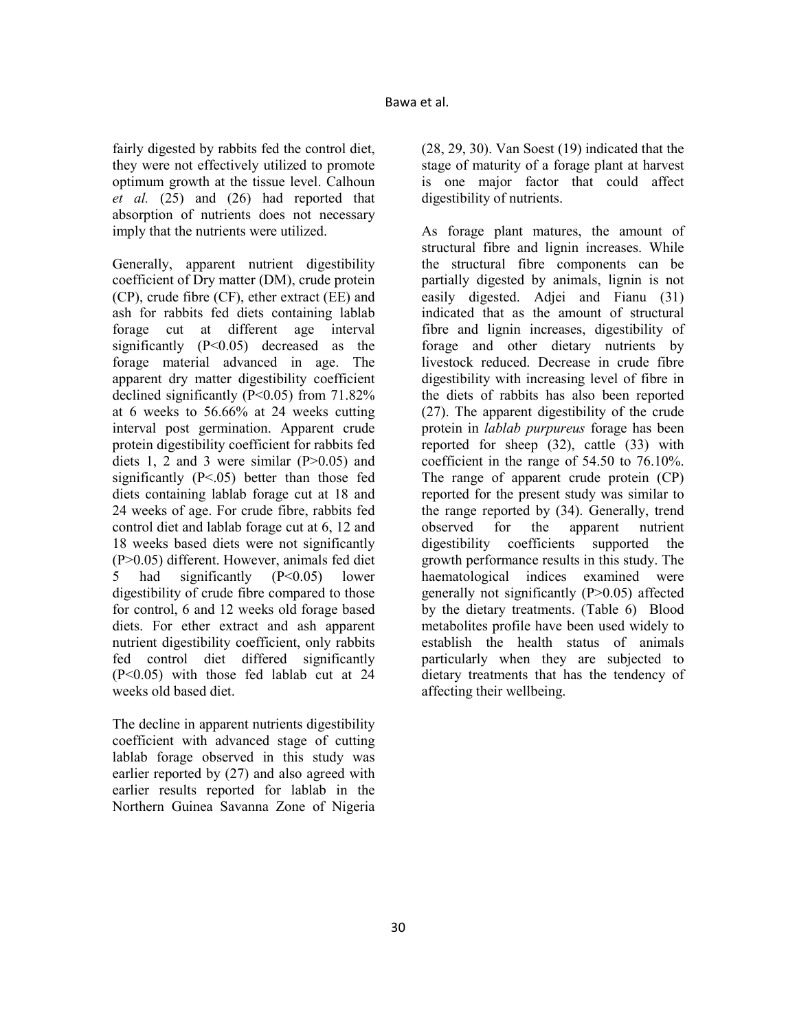fairly digested by rabbits fed the control diet, they were not effectively utilized to promote optimum growth at the tissue level. Calhoun *et al.* (25) and (26) had reported that absorption of nutrients does not necessary imply that the nutrients were utilized.

Generally, apparent nutrient digestibility coefficient of Dry matter (DM), crude protein (CP), crude fibre (CF), ether extract (EE) and ash for rabbits fed diets containing lablab forage cut at different age interval significantly ($P<0.05$) decreased as the forage material advanced in age. The apparent dry matter digestibility coefficient declined significantly ($P<0.05$) from 71.82% at 6 weeks to 56.66% at 24 weeks cutting interval post germination. Apparent crude protein digestibility coefficient for rabbits fed diets 1, 2 and 3 were similar ($P>0.05$) and significantly ($P<.05$) better than those fed diets containing lablab forage cut at 18 and 24 weeks of age. For crude fibre, rabbits fed control diet and lablab forage cut at 6, 12 and 18 weeks based diets were not significantly ($P>0.05$) different. However, animals fed diet 5 had significantly ($P<0.05$) lower digestibility of crude fibre compared to those for control, 6 and 12 weeks old forage based diets. For ether extract and ash apparent nutrient digestibility coefficient, only rabbits fed control diet differed significantly ($P<0.05$) with those fed lablab cut at 24 weeks old based diet.

The decline in apparent nutrients digestibility coefficient with advanced stage of cutting lablab forage observed in this study was earlier reported by (27) and also agreed with earlier results reported for lablab in the Northern Guinea Savanna Zone of Nigeria (28, 29, 30). Van Soest (19) indicated that the stage of maturity of a forage plant at harvest is one major factor that could affect digestibility of nutrients.

As forage plant matures, the amount of structural fibre and lignin increases. While the structural fibre components can be partially digested by animals, lignin is not easily digested. Adjei and Fianu (31) indicated that as the amount of structural fibre and lignin increases, digestibility of forage and other dietary nutrients by livestock reduced. Decrease in crude fibre digestibility with increasing level of fibre in the diets of rabbits has also been reported (27). The apparent digestibility of the crude protein in *lablab purpureus* forage has been reported for sheep (32), cattle (33) with coefficient in the range of 54.50 to 76.10%. The range of apparent crude protein (CP) reported for the present study was similar to the range reported by (34). Generally, trend observed for the apparent nutrient digestibility coefficients supported the growth performance results in this study. The haematological indices examined were generally not significantly ($P>0.05$) affected by the dietary treatments. (Table 6) Blood metabolites profile have been used widely to establish the health status of animals particularly when they are subjected to dietary treatments that has the tendency of affecting their wellbeing.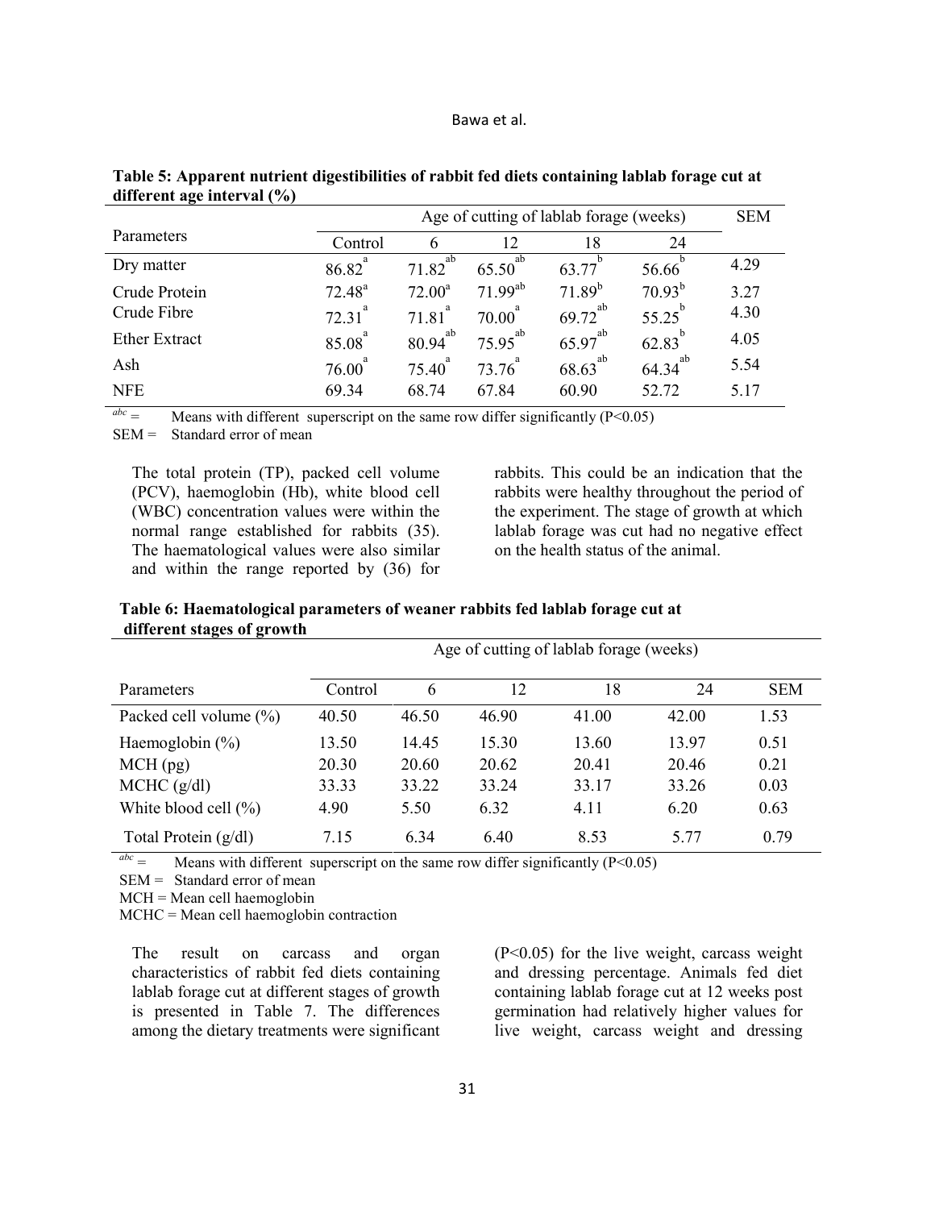**Table 5: Apparent nutrient digestibilities of rabbit fed diets containing lablab forage cut at different age interval (%)**

| Parameters | Age of cutting of lablab forage (weeks) | | | | | SEM |
|---|---|---|---|---|---|---|
| | Control | 6 | 12 | 18 | 24 | |
| Dry matter | 86.82[a] | 71.82[ab] | 65.50[ab] | 63.77[b] | 56.66[b] | 4.29 |
| Crude Protein | 72.48[a] | 72.00[a] | 71.99[ab] | 71.89[b] | 70.93[b] | 3.27 |
| Crude Fibre | 72.31[a] | 71.81[a] | 70.00[a] | 69.72[ab] | 55.25[b] | 4.30 |
| Ether Extract | 85.08[a] | 80.94[ab] | 75.95[ab] | 65.97[ab] | 62.83[b] | 4.05 |
| Ash | 76.00[a] | 75.40[a] | 73.76[a] | 68.63[ab] | 64.34[ab] | 5.54 |
| NFE | 69.34 | 68.74 | 67.84 | 60.90 | 52.72 | 5.17 |

abc = Means with different superscript on the same row differ significantly ($P<0.05$)

SEM = Standard error of mean

The total protein (TP), packed cell volume (PCV), haemoglobin (Hb), white blood cell (WBC) concentration values were within the normal range established for rabbits (35). The haematological values were also similar and within the range reported by (36) for rabbits. This could be an indication that the rabbits were healthy throughout the period of the experiment. The stage of growth at which lablab forage was cut had no negative effect on the health status of the animal.

**Table 6: Haematological parameters of weaner rabbits fed lablab forage cut at different stages of growth**

| | Age of cutting of lablab forage (weeks) | | | | | |
|---|---|---|---|---|---|---|
| Parameters | Control | 6 | 12 | 18 | 24 | SEM |
| Packed cell volume (%) | 40.50 | 46.50 | 46.90 | 41.00 | 42.00 | 1.53 |
| Haemoglobin (%) | 13.50 | 14.45 | 15.30 | 13.60 | 13.97 | 0.51 |
| MCH (pg) | 20.30 | 20.60 | 20.62 | 20.41 | 20.46 | 0.21 |
| MCHC (g/dl) | 33.33 | 33.22 | 33.24 | 33.17 | 33.26 | 0.03 |
| White blood cell (%) | 4.90 | 5.50 | 6.32 | 4.11 | 6.20 | 0.63 |
| Total Protein (g/dl) | 7.15 | 6.34 | 6.40 | 8.53 | 5.77 | 0.79 |

abc = Means with different superscript on the same row differ significantly ($P<0.05$)

SEM = Standard error of mean

MCH = Mean cell haemoglobin

MCHC = Mean cell haemoglobin contraction

The result on carcass and organ characteristics of rabbit fed diets containing lablab forage cut at different stages of growth is presented in Table 7. The differences among the dietary treatments were significant ($P<0.05$) for the live weight, carcass weight and dressing percentage. Animals fed diet containing lablab forage cut at 12 weeks post germination had relatively higher values for live weight, carcass weight and dressing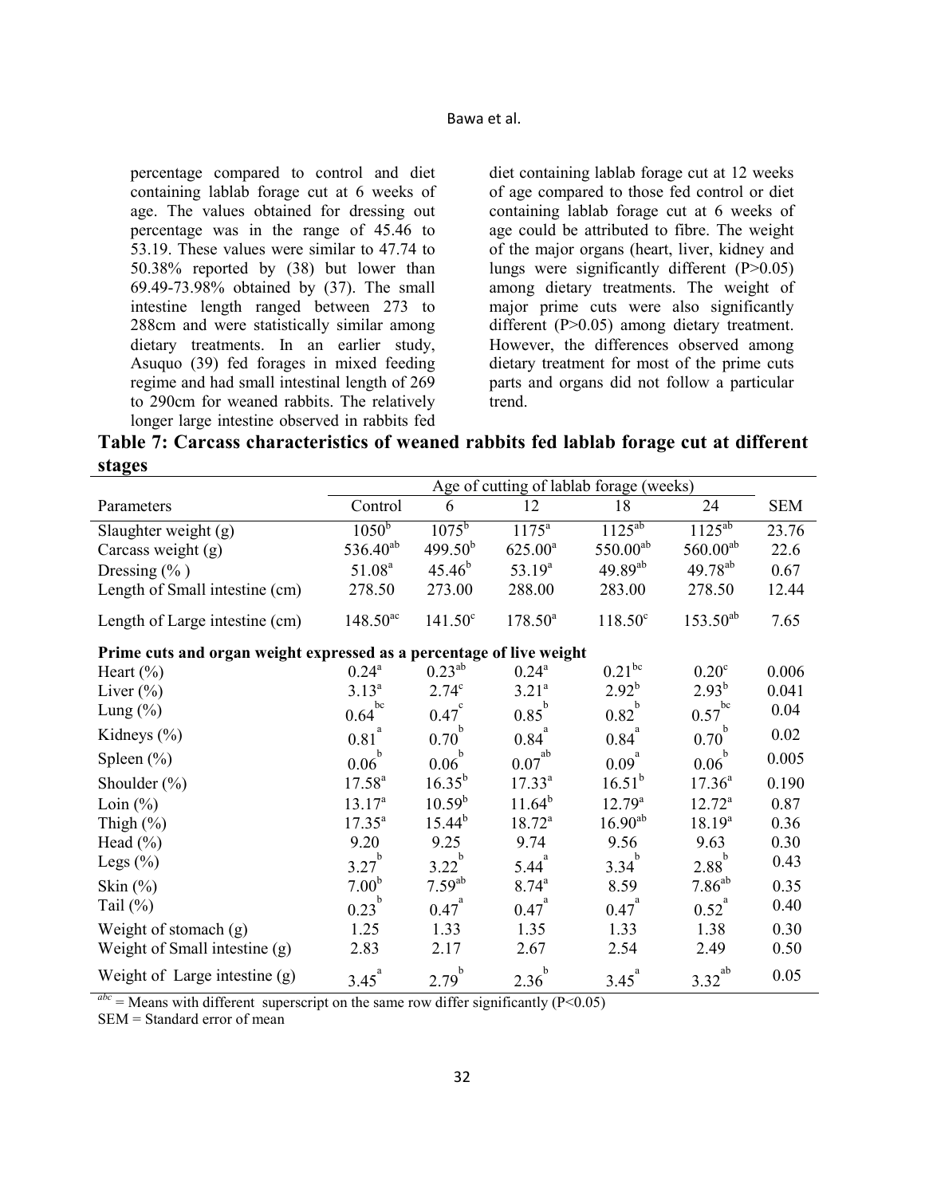percentage compared to control and diet containing lablab forage cut at 6 weeks of age. The values obtained for dressing out percentage was in the range of 45.46 to 53.19. These values were similar to 47.74 to 50.38% reported by (38) but lower than 69.49-73.98% obtained by (37). The small intestine length ranged between 273 to 288cm and were statistically similar among dietary treatments. In an earlier study, Asuquo (39) fed forages in mixed feeding regime and had small intestinal length of 269 to 290cm for weaned rabbits. The relatively longer large intestine observed in rabbits fed diet containing lablab forage cut at 12 weeks of age compared to those fed control or diet containing lablab forage cut at 6 weeks of age could be attributed to fibre. The weight of the major organs (heart, liver, kidney and lungs were significantly different (P>0.05) among dietary treatments. The weight of major prime cuts were also significantly different (P>0.05) among dietary treatment. However, the differences observed among dietary treatment for most of the prime cuts parts and organs did not follow a particular trend.

**Table 7: Carcass characteristics of weaned rabbits fed lablab forage cut at different stages**

| | Age of cutting of lablab forage (weeks) | | | | | |
|---|---|---|---|---|---|---|
| Parameters | Control | 6 | 12 | 18 | 24 | SEM |
| Slaughter weight (g) | $1050^{b}$ | $1075^{b}$ | $1175^{a}$ | $1125^{ab}$ | $1125^{ab}$ | 23.76 |
| Carcass weight (g) | $536.40^{ab}$ | $499.50^{b}$ | $625.00^{a}$ | $550.00^{ab}$ | $560.00^{ab}$ | 22.6 |
| Dressing (% ) | $51.08^{a}$ | $45.46^{b}$ | $53.19^{a}$ | $49.89^{ab}$ | $49.78^{ab}$ | 0.67 |
| Length of Small intestine (cm) | 278.50 | 273.00 | 288.00 | 283.00 | 278.50 | 12.44 |
| Length of Large intestine (cm) | $148.50^{ac}$ | $141.50^{c}$ | $178.50^{a}$ | $118.50^{c}$ | $153.50^{ab}$ | 7.65 |
| **Prime cuts and organ weight expressed as a percentage of live weight** | | | | | | |
| Heart (%) | $0.24^{a}$ | $0.23^{ab}$ | $0.24^{a}$ | $0.21^{bc}$ | $0.20^{c}$ | 0.006 |
| Liver (%) | $3.13^{a}$ | $2.74^{c}$ | $3.21^{a}$ | $2.92^{b}$ | $2.93^{b}$ | 0.041 |
| Lung (%) | $0.64^{bc}$ | $0.47^{c}$ | $0.85^{b}$ | $0.82^{b}$ | $0.57^{bc}$ | 0.04 |
| Kidneys (%) | $0.81^{a}$ | $0.70^{b}$ | $0.84^{a}$ | $0.84^{a}$ | $0.70^{b}$ | 0.02 |
| Spleen (%) | $0.06^{b}$ | $0.06^{b}$ | $0.07^{ab}$ | $0.09^{a}$ | $0.06^{b}$ | 0.005 |
| Shoulder (%) | $17.58^{a}$ | $16.35^{b}$ | $17.33^{a}$ | $16.51^{b}$ | $17.36^{a}$ | 0.190 |
| Loin (%) | $13.17^{a}$ | $10.59^{b}$ | $11.64^{b}$ | $12.79^{a}$ | $12.72^{a}$ | 0.87 |
| Thigh (%) | $17.35^{a}$ | $15.44^{b}$ | $18.72^{a}$ | $16.90^{ab}$ | $18.19^{a}$ | 0.36 |
| Head (%) | 9.20 | 9.25 | 9.74 | 9.56 | 9.63 | 0.30 |
| Legs (%) | $3.27^{b}$ | $3.22^{b}$ | $5.44^{a}$ | $3.34^{b}$ | $2.88^{b}$ | 0.43 |
| Skin (%) | $7.00^{b}$ | $7.59^{ab}$ | $8.74^{a}$ | 8.59 | $7.86^{ab}$ | 0.35 |
| Tail (%) | $0.23^{b}$ | $0.47^{a}$ | $0.47^{a}$ | $0.47^{a}$ | $0.52^{a}$ | 0.40 |
| Weight of stomach (g) | 1.25 | 1.33 | 1.35 | 1.33 | 1.38 | 0.30 |
| Weight of Small intestine (g) | 2.83 | 2.17 | 2.67 | 2.54 | 2.49 | 0.50 |
| Weight of Large intestine (g) | $3.45^{a}$ | $2.79^{b}$ | $2.36^{b}$ | $3.45^{a}$ | $3.32^{ab}$ | 0.05 |

$^{abc}$ = Means with different superscript on the same row differ significantly (P<0.05)

SEM = Standard error of mean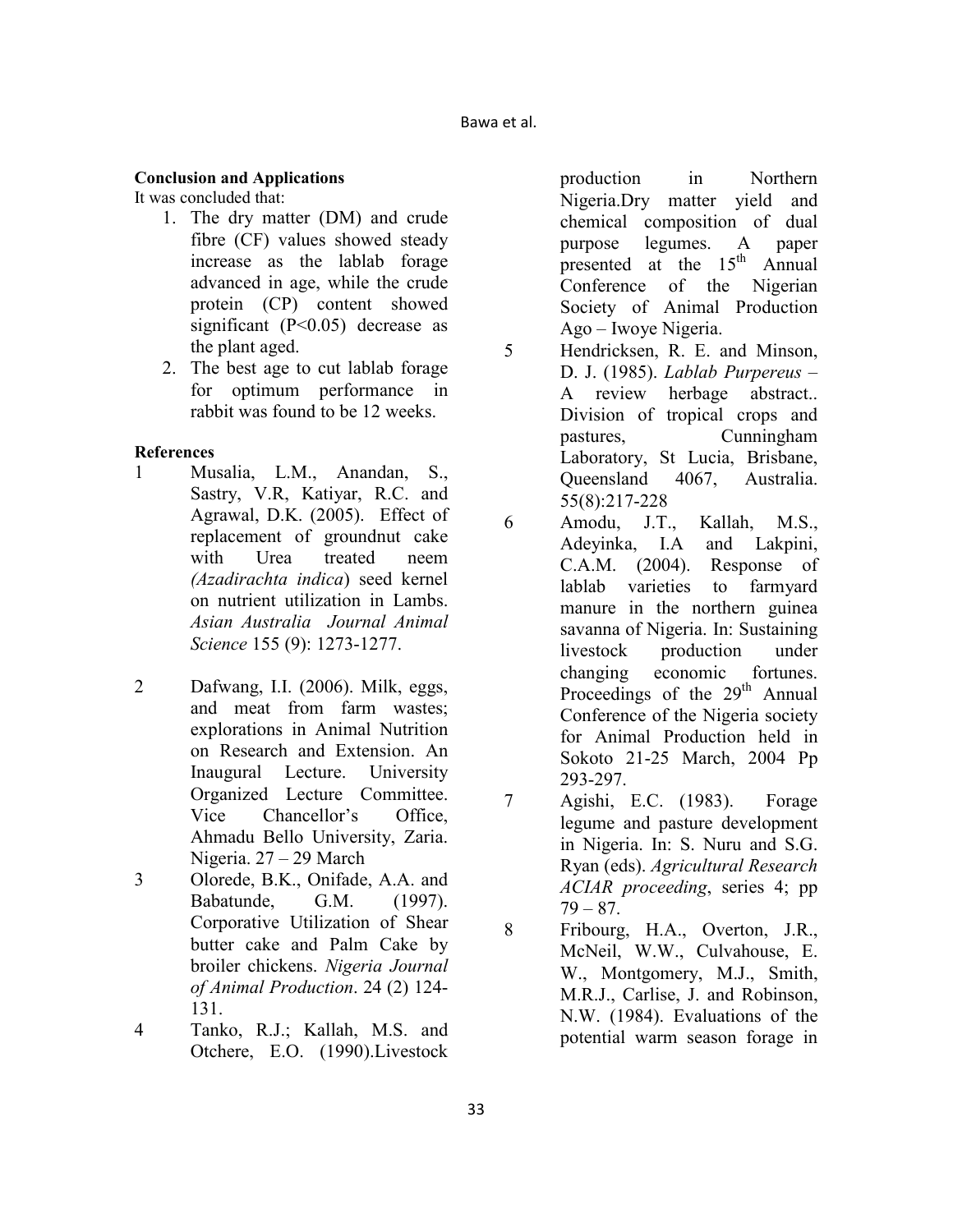**Conclusion and Applications**

It was concluded that:

1. The dry matter (DM) and crude fibre (CF) values showed steady increase as the lablab forage advanced in age, while the crude protein (CP) content showed significant ($P<0.05$) decrease as the plant aged.
2. The best age to cut lablab forage for optimum performance in rabbit was found to be 12 weeks.

**References**

1 Musalia, L.M., Anandan, S., Sastry, V.R, Katiyar, R.C. and Agrawal, D.K. (2005). Effect of replacement of groundnut cake with Urea treated neem *(Azadirachta indica*) seed kernel on nutrient utilization in Lambs. *Asian Australia Journal Animal Science* 155 (9): 1273-1277.

2 Dafwang, I.I. (2006). Milk, eggs, and meat from farm wastes; explorations in Animal Nutrition on Research and Extension. An Inaugural Lecture. University Organized Lecture Committee. Vice Chancellor's Office, Ahmadu Bello University, Zaria. Nigeria. 27 – 29 March

3 Olorede, B.K., Onifade, A.A. and Babatunde, G.M. (1997). Corporative Utilization of Shear butter cake and Palm Cake by broiler chickens. *Nigeria Journal of Animal Production*. 24 (2) 124-131.

4 Tanko, R.J.; Kallah, M.S. and Otchere, E.O. (1990).Livestock production in Northern Nigeria.Dry matter yield and chemical composition of dual purpose legumes. A paper presented at the 15th Annual Conference of the Nigerian Society of Animal Production Ago – Iwoye Nigeria.

5 Hendricksen, R. E. and Minson, D. J. (1985). *Lablab Purpereus* – A review herbage abstract.. Division of tropical crops and pastures, Cunningham Laboratory, St Lucia, Brisbane, Queensland 4067, Australia. 55(8):217-228

6 Amodu, J.T., Kallah, M.S., Adeyinka, I.A and Lakpini, C.A.M. (2004). Response of lablab varieties to farmyard manure in the northern guinea savanna of Nigeria. In: Sustaining livestock production under changing economic fortunes. Proceedings of the 29th Annual Conference of the Nigeria society for Animal Production held in Sokoto 21-25 March, 2004 Pp 293-297.

7 Agishi, E.C. (1983). Forage legume and pasture development in Nigeria. In: S. Nuru and S.G. Ryan (eds). *Agricultural Research ACIAR proceeding*, series 4; pp 79 – 87.

8 Fribourg, H.A., Overton, J.R., McNeil, W.W., Culvahouse, E. W., Montgomery, M.J., Smith, M.R.J., Carlise, J. and Robinson, N.W. (1984). Evaluations of the potential warm season forage in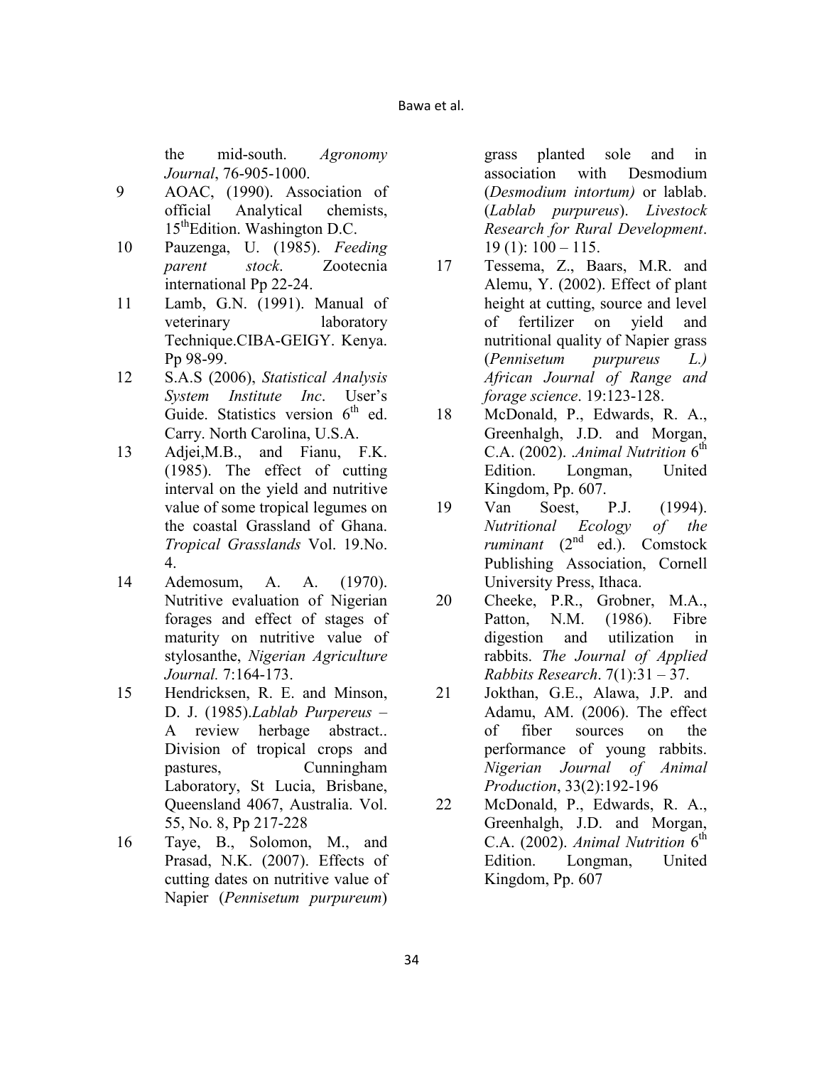the mid-south. *Agronomy Journal*, 76-905-1000.

9 AOAC, (1990). Association of official Analytical chemists, 15[th]Edition. Washington D.C.

10 Pauzenga, U. (1985). *Feeding parent stock*. Zootecnia international Pp 22-24.

11 Lamb, G.N. (1991). Manual of veterinary laboratory Technique.CIBA-GEIGY. Kenya. Pp 98-99.

12 S.A.S (2006), *Statistical Analysis System Institute Inc*. User's Guide. Statistics version 6[th] ed. Carry. North Carolina, U.S.A.

13 Adjei,M.B., and Fianu, F.K. (1985). The effect of cutting interval on the yield and nutritive value of some tropical legumes on the coastal Grassland of Ghana. *Tropical Grasslands* Vol. 19.No. 4.

14 Ademosum, A. A. (1970). Nutritive evaluation of Nigerian forages and effect of stages of maturity on nutritive value of stylosanthe, *Nigerian Agriculture Journal.* 7:164-173.

15 Hendricksen, R. E. and Minson, D. J. (1985).*Lablab Purpereus* – A review herbage abstract.. Division of tropical crops and pastures, Cunningham Laboratory, St Lucia, Brisbane, Queensland 4067, Australia. Vol. 55, No. 8, Pp 217-228

16 Taye, B., Solomon, M., and Prasad, N.K. (2007). Effects of cutting dates on nutritive value of Napier (*Pennisetum purpureum*) grass planted sole and in association with Desmodium (*Desmodium intortum)* or lablab. (*Lablab purpureus*). *Livestock Research for Rural Development*. 19 (1): 100 – 115.

17 Tessema, Z., Baars, M.R. and Alemu, Y. (2002). Effect of plant height at cutting, source and level of fertilizer on yield and nutritional quality of Napier grass (*Pennisetum purpureus L.) African Journal of Range and forage science*. 19:123-128.

18 McDonald, P., Edwards, R. A., Greenhalgh, J.D. and Morgan, C.A. (2002). .*Animal Nutrition* 6[th] Edition. Longman, United Kingdom, Pp. 607.

19 Van Soest, P.J. (1994). *Nutritional Ecology of the ruminant* (2[nd] ed.). Comstock Publishing Association, Cornell University Press, Ithaca.

20 Cheeke, P.R., Grobner, M.A., Patton, N.M. (1986). Fibre digestion and utilization in rabbits. *The Journal of Applied Rabbits Research*. 7(1):31 – 37.

21 Jokthan, G.E., Alawa, J.P. and Adamu, AM. (2006). The effect of fiber sources on the performance of young rabbits. *Nigerian Journal of Animal Production*, 33(2):192-196

22 McDonald, P., Edwards, R. A., Greenhalgh, J.D. and Morgan, C.A. (2002). *Animal Nutrition* 6[th] Edition. Longman, United Kingdom, Pp. 607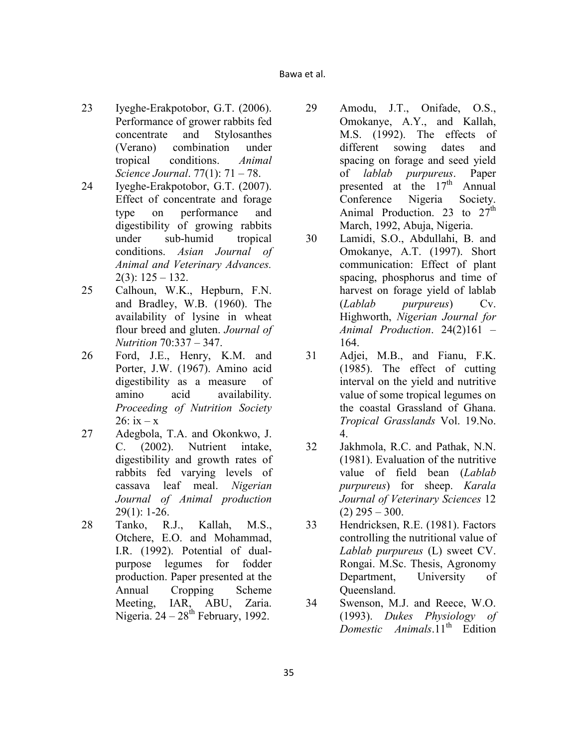23 Iyeghe-Erakpotobor, G.T. (2006). Performance of grower rabbits fed concentrate and Stylosanthes (Verano) combination under tropical conditions. *Animal Science Journal*. 77(1): 71 – 78.

24 Iyeghe-Erakpotobor, G.T. (2007). Effect of concentrate and forage type on performance and digestibility of growing rabbits under sub-humid tropical conditions. *Asian Journal of Animal and Veterinary Advances.* 2(3): 125 – 132.

25 Calhoun, W.K., Hepburn, F.N. and Bradley, W.B. (1960). The availability of lysine in wheat flour breed and gluten. *Journal of Nutrition* 70:337 – 347.

26 Ford, J.E., Henry, K.M. and Porter, J.W. (1967). Amino acid digestibility as a measure of amino acid availability. *Proceeding of Nutrition Society* 26: ix – x

27 Adegbola, T.A. and Okonkwo, J. C. (2002). Nutrient intake, digestibility and growth rates of rabbits fed varying levels of cassava leaf meal. *Nigerian Journal of Animal production* 29(1): 1-26.

28 Tanko, R.J., Kallah, M.S., Otchere, E.O. and Mohammad, I.R. (1992). Potential of dual-purpose legumes for fodder production. Paper presented at the Annual Cropping Scheme Meeting, IAR, ABU, Zaria. Nigeria. 24 – 28th February, 1992.

29 Amodu, J.T., Onifade, O.S., Omokanye, A.Y., and Kallah, M.S. (1992). The effects of different sowing dates and spacing on forage and seed yield of *lablab purpureus*. Paper presented at the 17th Annual Conference Nigeria Society. Animal Production. 23 to 27th March, 1992, Abuja, Nigeria.

30 Lamidi, S.O., Abdullahi, B. and Omokanye, A.T. (1997). Short communication: Effect of plant spacing, phosphorus and time of harvest on forage yield of lablab (*Lablab purpureus*) Cv. Highworth, *Nigerian Journal for Animal Production*. 24(2)161 – 164.

31 Adjei, M.B., and Fianu, F.K. (1985). The effect of cutting interval on the yield and nutritive value of some tropical legumes on the coastal Grassland of Ghana. *Tropical Grasslands* Vol. 19.No. 4.

32 Jakhmola, R.C. and Pathak, N.N. (1981). Evaluation of the nutritive value of field bean (*Lablab purpureus*) for sheep. *Karala Journal of Veterinary Sciences* 12 (2) 295 – 300.

33 Hendricksen, R.E. (1981). Factors controlling the nutritional value of *Lablab purpureus* (L) sweet CV. Rongai. M.Sc. Thesis, Agronomy Department, University of Queensland.

34 Swenson, M.J. and Reece, W.O. (1993). *Dukes Physiology of Domestic Animals*.11th Edition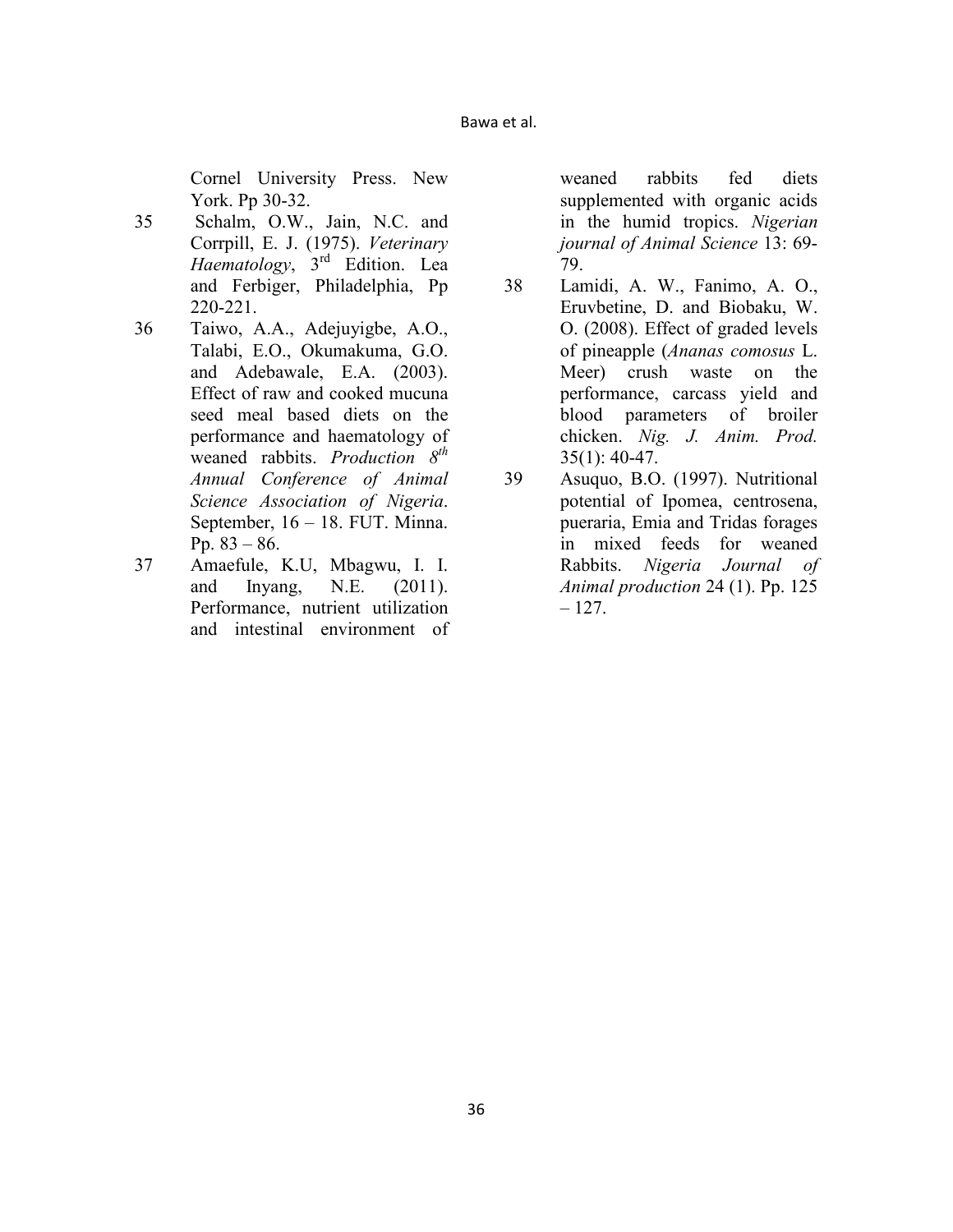Cornel University Press. New York. Pp 30-32.

35. Schalm, O.W., Jain, N.C. and Corrpill, E. J. (1975). *Veterinary Haematology*, 3rd Edition. Lea and Ferbiger, Philadelphia, Pp 220-221.

36. Taiwo, A.A., Adejuyigbe, A.O., Talabi, E.O., Okumakuma, G.O. and Adebawale, E.A. (2003). Effect of raw and cooked mucuna seed meal based diets on the performance and haematology of weaned rabbits. *Production 8th Annual Conference of Animal Science Association of Nigeria*. September, 16 – 18. FUT. Minna. Pp. 83 – 86.

37. Amaefule, K.U, Mbagwu, I. I. and Inyang, N.E. (2011). Performance, nutrient utilization and intestinal environment of weaned rabbits fed diets supplemented with organic acids in the humid tropics. *Nigerian journal of Animal Science* 13: 69-79.

38. Lamidi, A. W., Fanimo, A. O., Eruvbetine, D. and Biobaku, W. O. (2008). Effect of graded levels of pineapple (*Ananas comosus* L. Meer) crush waste on the performance, carcass yield and blood parameters of broiler chicken. *Nig. J. Anim. Prod.* 35(1): 40-47.

39. Asuquo, B.O. (1997). Nutritional potential of Ipomea, centrosena, pueraria, Emia and Tridas forages in mixed feeds for weaned Rabbits. *Nigeria Journal of Animal production* 24 (1). Pp. 125 – 127.